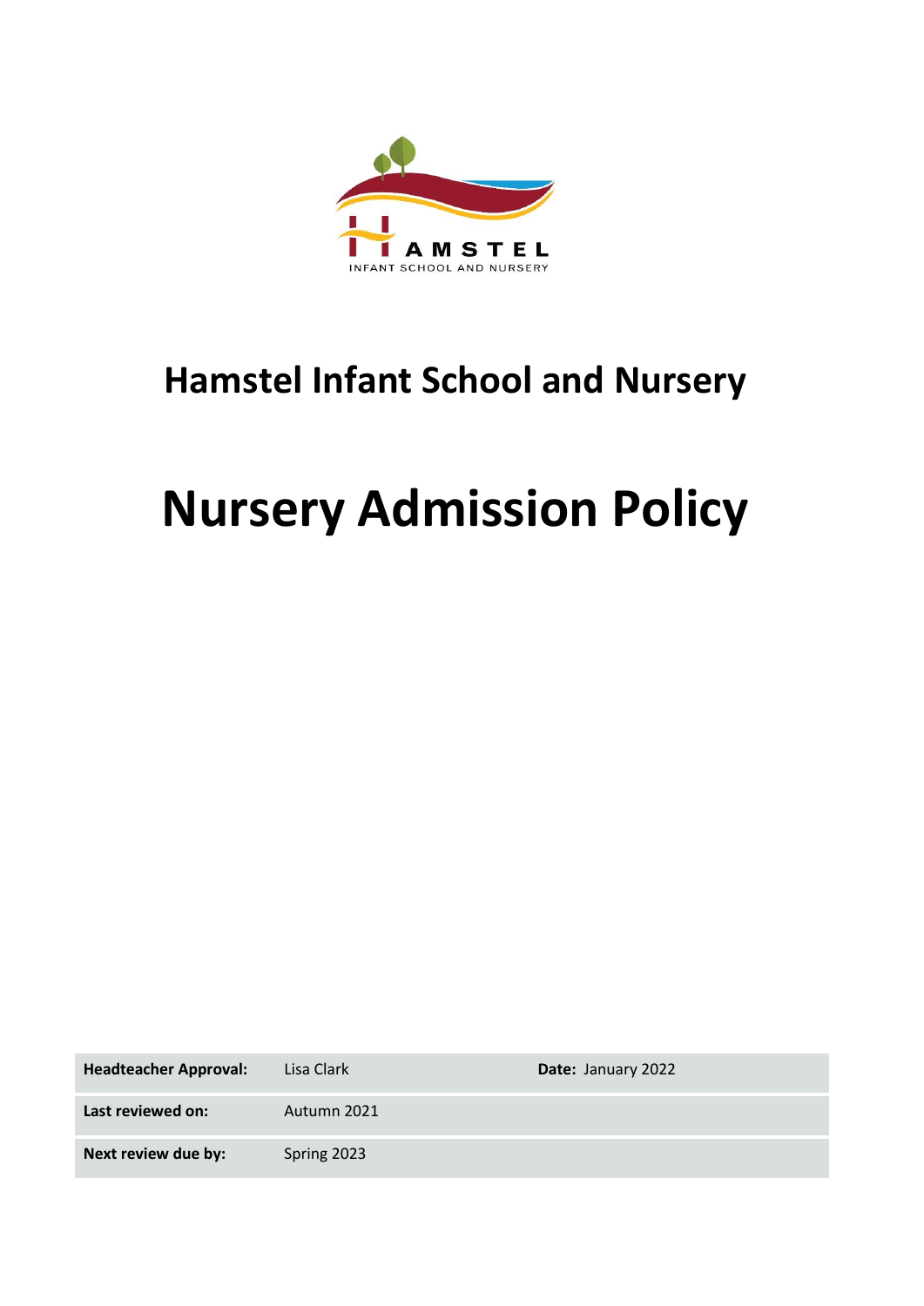# Hamstel Infant School and Nursery

# Nursery Admission Policy

| **Headteacher Approval:** | Lisa Clark | **Date:** January 2022 |
|---|---|---|
| **Last reviewed on:** | Autumn 2021 | |
| **Next review due by:** | Spring 2023 | |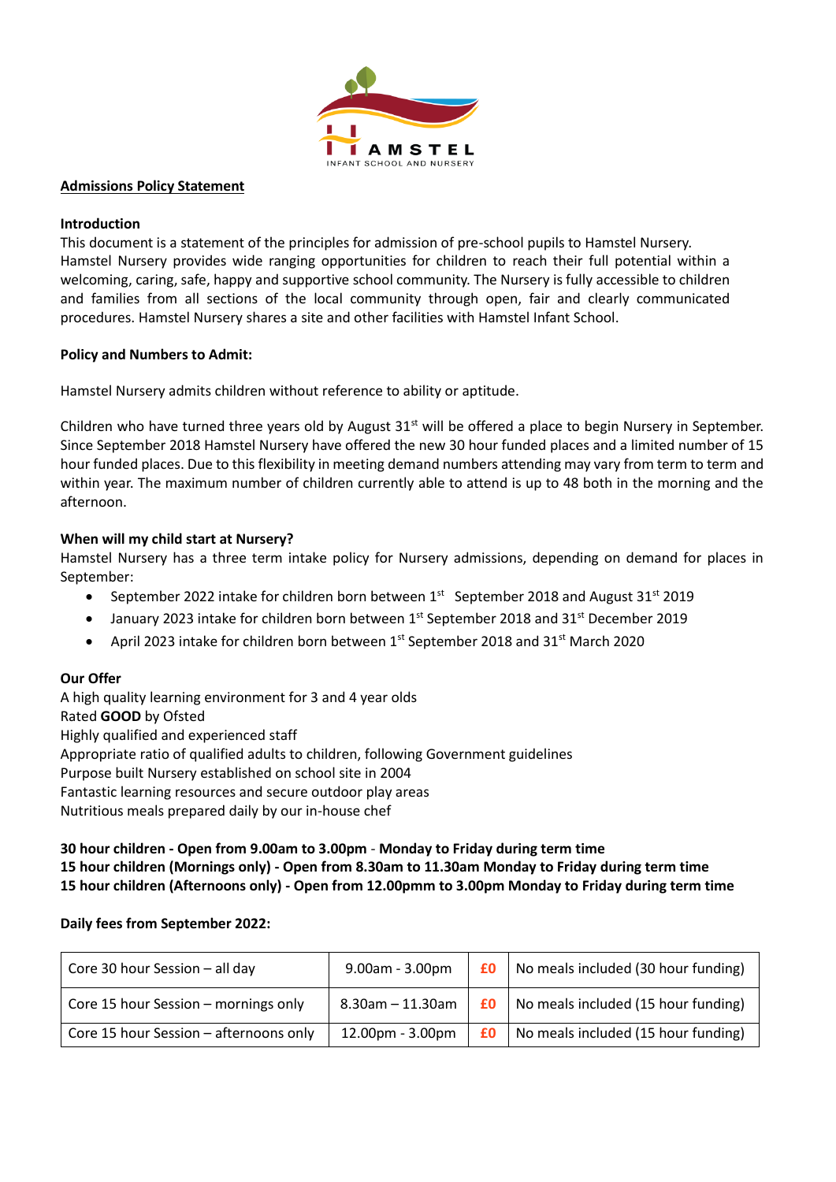## Admissions Policy Statement

### Introduction

This document is a statement of the principles for admission of pre-school pupils to Hamstel Nursery. Hamstel Nursery provides wide ranging opportunities for children to reach their full potential within a welcoming, caring, safe, happy and supportive school community. The Nursery is fully accessible to children and families from all sections of the local community through open, fair and clearly communicated procedures. Hamstel Nursery shares a site and other facilities with Hamstel Infant School.

### Policy and Numbers to Admit:

Hamstel Nursery admits children without reference to ability or aptitude.

Children who have turned three years old by August 31st will be offered a place to begin Nursery in September. Since September 2018 Hamstel Nursery have offered the new 30 hour funded places and a limited number of 15 hour funded places. Due to this flexibility in meeting demand numbers attending may vary from term to term and within year. The maximum number of children currently able to attend is up to 48 both in the morning and the afternoon.

### When will my child start at Nursery?

Hamstel Nursery has a three term intake policy for Nursery admissions, depending on demand for places in September:

- September 2022 intake for children born between 1st September 2018 and August 31st 2019
- January 2023 intake for children born between 1st September 2018 and 31st December 2019
- April 2023 intake for children born between 1st September 2018 and 31st March 2020

### Our Offer

A high quality learning environment for 3 and 4 year olds
Rated **GOOD** by Ofsted
Highly qualified and experienced staff
Appropriate ratio of qualified adults to children, following Government guidelines
Purpose built Nursery established on school site in 2004
Fantastic learning resources and secure outdoor play areas
Nutritious meals prepared daily by our in-house chef

**30 hour children - Open from 9.00am to 3.00pm - Monday to Friday during term time**
**15 hour children (Mornings only) - Open from 8.30am to 11.30am Monday to Friday during term time**
**15 hour children (Afternoons only) - Open from 12.00pmm to 3.00pm Monday to Friday during term time**

**Daily fees from September 2022:**

| Session | Time | Fee | Notes |
|---|---|---|---|
| Core 30 hour Session – all day | 9.00am - 3.00pm | **£0** | No meals included (30 hour funding) |
| Core 15 hour Session – mornings only | 8.30am – 11.30am | **£0** | No meals included (15 hour funding) |
| Core 15 hour Session – afternoons only | 12.00pm - 3.00pm | **£0** | No meals included (15 hour funding) |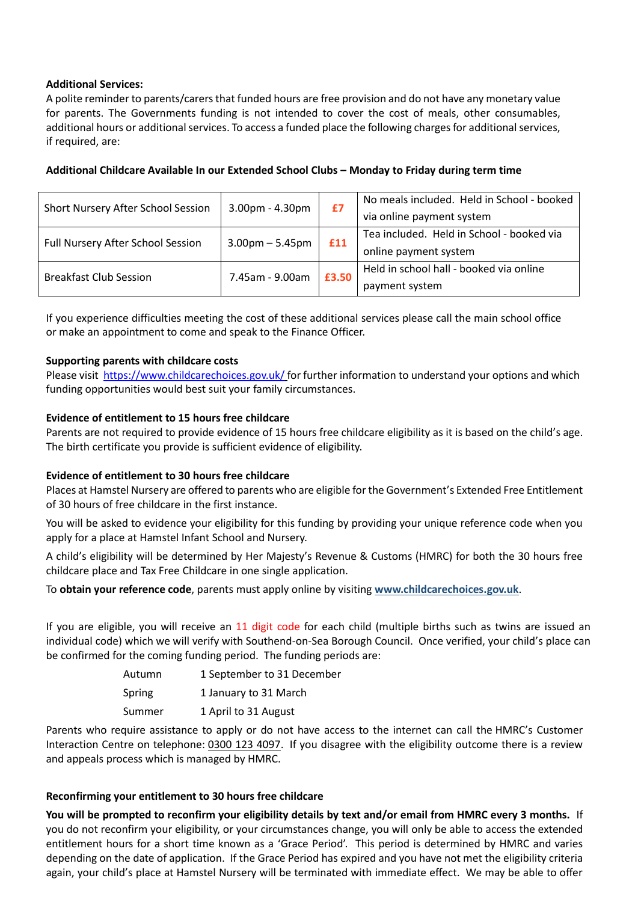**Additional Services:**

A polite reminder to parents/carers that funded hours are free provision and do not have any monetary value for parents. The Governments funding is not intended to cover the cost of meals, other consumables, additional hours or additional services. To access a funded place the following charges for additional services, if required, are:

**Additional Childcare Available In our Extended School Clubs – Monday to Friday during term time**

| | | | |
|---|---|---|---|
| Short Nursery After School Session | 3.00pm - 4.30pm | **£7** | No meals included. Held in School - booked via online payment system |
| Full Nursery After School Session | 3.00pm – 5.45pm | **£11** | Tea included. Held in School - booked via online payment system |
| Breakfast Club Session | 7.45am - 9.00am | **£3.50** | Held in school hall - booked via online payment system |

If you experience difficulties meeting the cost of these additional services please call the main school office or make an appointment to come and speak to the Finance Officer.

**Supporting parents with childcare costs**

Please visit https://www.childcarechoices.gov.uk/ for further information to understand your options and which funding opportunities would best suit your family circumstances.

**Evidence of entitlement to 15 hours free childcare**

Parents are not required to provide evidence of 15 hours free childcare eligibility as it is based on the child's age. The birth certificate you provide is sufficient evidence of eligibility.

**Evidence of entitlement to 30 hours free childcare**

Places at Hamstel Nursery are offered to parents who are eligible for the Government's Extended Free Entitlement of 30 hours of free childcare in the first instance.

You will be asked to evidence your eligibility for this funding by providing your unique reference code when you apply for a place at Hamstel Infant School and Nursery.

A child's eligibility will be determined by Her Majesty's Revenue & Customs (HMRC) for both the 30 hours free childcare place and Tax Free Childcare in one single application.

To **obtain your reference code**, parents must apply online by visiting **www.childcarechoices.gov.uk**.

If you are eligible, you will receive an 11 digit code for each child (multiple births such as twins are issued an individual code) which we will verify with Southend-on-Sea Borough Council. Once verified, your child's place can be confirmed for the coming funding period. The funding periods are:

| | |
|---|---|
| Autumn | 1 September to 31 December |
| Spring | 1 January to 31 March |
| Summer | 1 April to 31 August |

Parents who require assistance to apply or do not have access to the internet can call the HMRC's Customer Interaction Centre on telephone: 0300 123 4097. If you disagree with the eligibility outcome there is a review and appeals process which is managed by HMRC.

**Reconfirming your entitlement to 30 hours free childcare**

**You will be prompted to reconfirm your eligibility details by text and/or email from HMRC every 3 months.** If you do not reconfirm your eligibility, or your circumstances change, you will only be able to access the extended entitlement hours for a short time known as a 'Grace Period'. This period is determined by HMRC and varies depending on the date of application. If the Grace Period has expired and you have not met the eligibility criteria again, your child's place at Hamstel Nursery will be terminated with immediate effect. We may be able to offer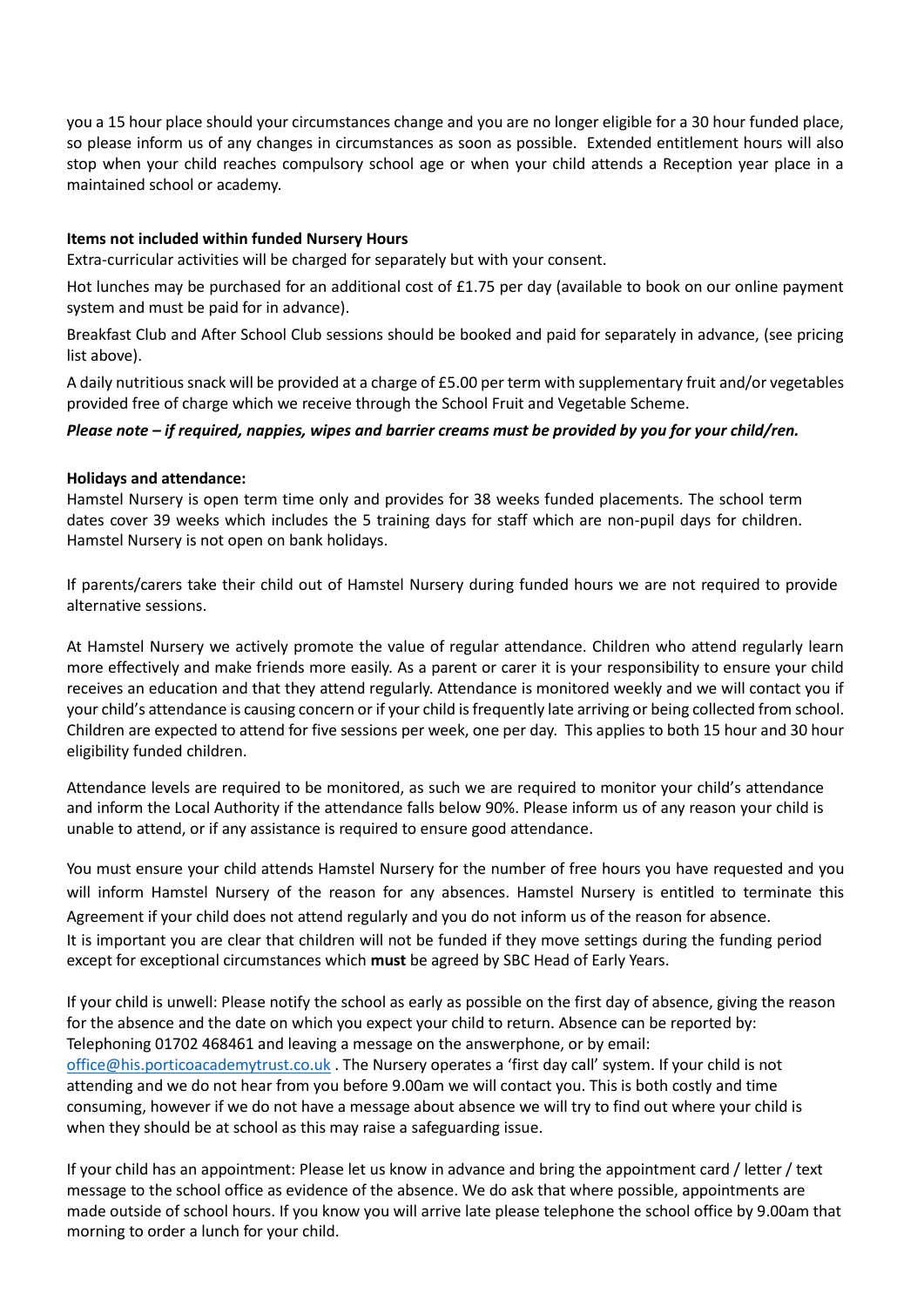you a 15 hour place should your circumstances change and you are no longer eligible for a 30 hour funded place, so please inform us of any changes in circumstances as soon as possible. Extended entitlement hours will also stop when your child reaches compulsory school age or when your child attends a Reception year place in a maintained school or academy.

**Items not included within funded Nursery Hours**

Extra-curricular activities will be charged for separately but with your consent.

Hot lunches may be purchased for an additional cost of £1.75 per day (available to book on our online payment system and must be paid for in advance).

Breakfast Club and After School Club sessions should be booked and paid for separately in advance, (see pricing list above).

A daily nutritious snack will be provided at a charge of £5.00 per term with supplementary fruit and/or vegetables provided free of charge which we receive through the School Fruit and Vegetable Scheme.

***Please note – if required, nappies, wipes and barrier creams must be provided by you for your child/ren.***

**Holidays and attendance:**

Hamstel Nursery is open term time only and provides for 38 weeks funded placements. The school term dates cover 39 weeks which includes the 5 training days for staff which are non-pupil days for children. Hamstel Nursery is not open on bank holidays.

If parents/carers take their child out of Hamstel Nursery during funded hours we are not required to provide alternative sessions.

At Hamstel Nursery we actively promote the value of regular attendance. Children who attend regularly learn more effectively and make friends more easily. As a parent or carer it is your responsibility to ensure your child receives an education and that they attend regularly. Attendance is monitored weekly and we will contact you if your child's attendance is causing concern or if your child is frequently late arriving or being collected from school. Children are expected to attend for five sessions per week, one per day. This applies to both 15 hour and 30 hour eligibility funded children.

Attendance levels are required to be monitored, as such we are required to monitor your child's attendance and inform the Local Authority if the attendance falls below 90%. Please inform us of any reason your child is unable to attend, or if any assistance is required to ensure good attendance.

You must ensure your child attends Hamstel Nursery for the number of free hours you have requested and you will inform Hamstel Nursery of the reason for any absences. Hamstel Nursery is entitled to terminate this Agreement if your child does not attend regularly and you do not inform us of the reason for absence.
It is important you are clear that children will not be funded if they move settings during the funding period except for exceptional circumstances which **must** be agreed by SBC Head of Early Years.

If your child is unwell: Please notify the school as early as possible on the first day of absence, giving the reason for the absence and the date on which you expect your child to return. Absence can be reported by: Telephoning 01702 468461 and leaving a message on the answerphone, or by email: office@his.porticoacademytrust.co.uk . The Nursery operates a 'first day call' system. If your child is not attending and we do not hear from you before 9.00am we will contact you. This is both costly and time consuming, however if we do not have a message about absence we will try to find out where your child is when they should be at school as this may raise a safeguarding issue.

If your child has an appointment: Please let us know in advance and bring the appointment card / letter / text message to the school office as evidence of the absence. We do ask that where possible, appointments are made outside of school hours. If you know you will arrive late please telephone the school office by 9.00am that morning to order a lunch for your child.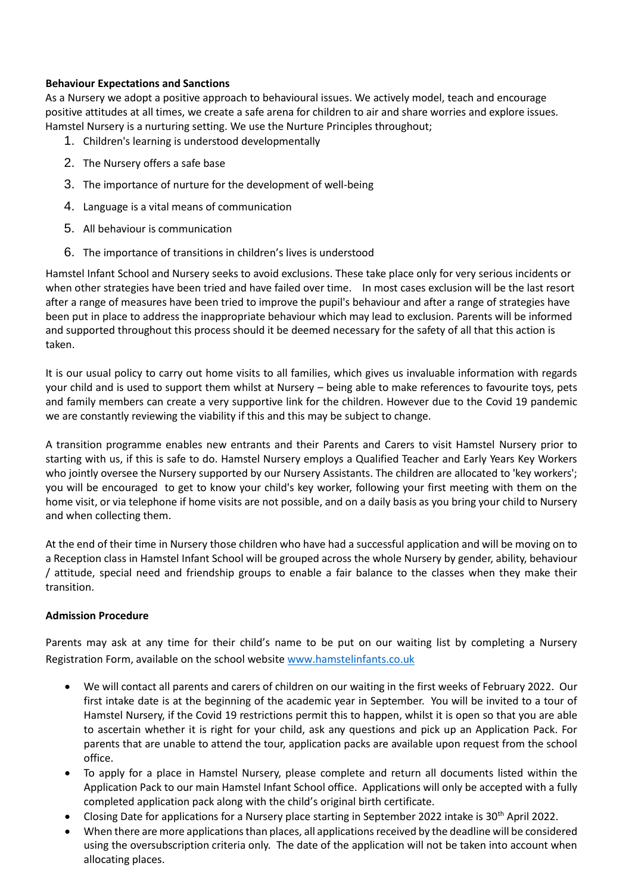**Behaviour Expectations and Sanctions**

As a Nursery we adopt a positive approach to behavioural issues. We actively model, teach and encourage positive attitudes at all times, we create a safe arena for children to air and share worries and explore issues. Hamstel Nursery is a nurturing setting. We use the Nurture Principles throughout;

1. Children's learning is understood developmentally
2. The Nursery offers a safe base
3. The importance of nurture for the development of well-being
4. Language is a vital means of communication
5. All behaviour is communication
6. The importance of transitions in children's lives is understood

Hamstel Infant School and Nursery seeks to avoid exclusions. These take place only for very serious incidents or when other strategies have been tried and have failed over time. In most cases exclusion will be the last resort after a range of measures have been tried to improve the pupil's behaviour and after a range of strategies have been put in place to address the inappropriate behaviour which may lead to exclusion. Parents will be informed and supported throughout this process should it be deemed necessary for the safety of all that this action is taken.

It is our usual policy to carry out home visits to all families, which gives us invaluable information with regards your child and is used to support them whilst at Nursery – being able to make references to favourite toys, pets and family members can create a very supportive link for the children. However due to the Covid 19 pandemic we are constantly reviewing the viability if this and this may be subject to change.

A transition programme enables new entrants and their Parents and Carers to visit Hamstel Nursery prior to starting with us, if this is safe to do. Hamstel Nursery employs a Qualified Teacher and Early Years Key Workers who jointly oversee the Nursery supported by our Nursery Assistants. The children are allocated to 'key workers'; you will be encouraged to get to know your child's key worker, following your first meeting with them on the home visit, or via telephone if home visits are not possible, and on a daily basis as you bring your child to Nursery and when collecting them.

At the end of their time in Nursery those children who have had a successful application and will be moving on to a Reception class in Hamstel Infant School will be grouped across the whole Nursery by gender, ability, behaviour / attitude, special need and friendship groups to enable a fair balance to the classes when they make their transition.

**Admission Procedure**

Parents may ask at any time for their child's name to be put on our waiting list by completing a Nursery Registration Form, available on the school website www.hamstelinfants.co.uk

- We will contact all parents and carers of children on our waiting in the first weeks of February 2022. Our first intake date is at the beginning of the academic year in September. You will be invited to a tour of Hamstel Nursery, if the Covid 19 restrictions permit this to happen, whilst it is open so that you are able to ascertain whether it is right for your child, ask any questions and pick up an Application Pack. For parents that are unable to attend the tour, application packs are available upon request from the school office.
- To apply for a place in Hamstel Nursery, please complete and return all documents listed within the Application Pack to our main Hamstel Infant School office. Applications will only be accepted with a fully completed application pack along with the child's original birth certificate.
- Closing Date for applications for a Nursery place starting in September 2022 intake is 30th April 2022.
- When there are more applications than places, all applications received by the deadline will be considered using the oversubscription criteria only. The date of the application will not be taken into account when allocating places.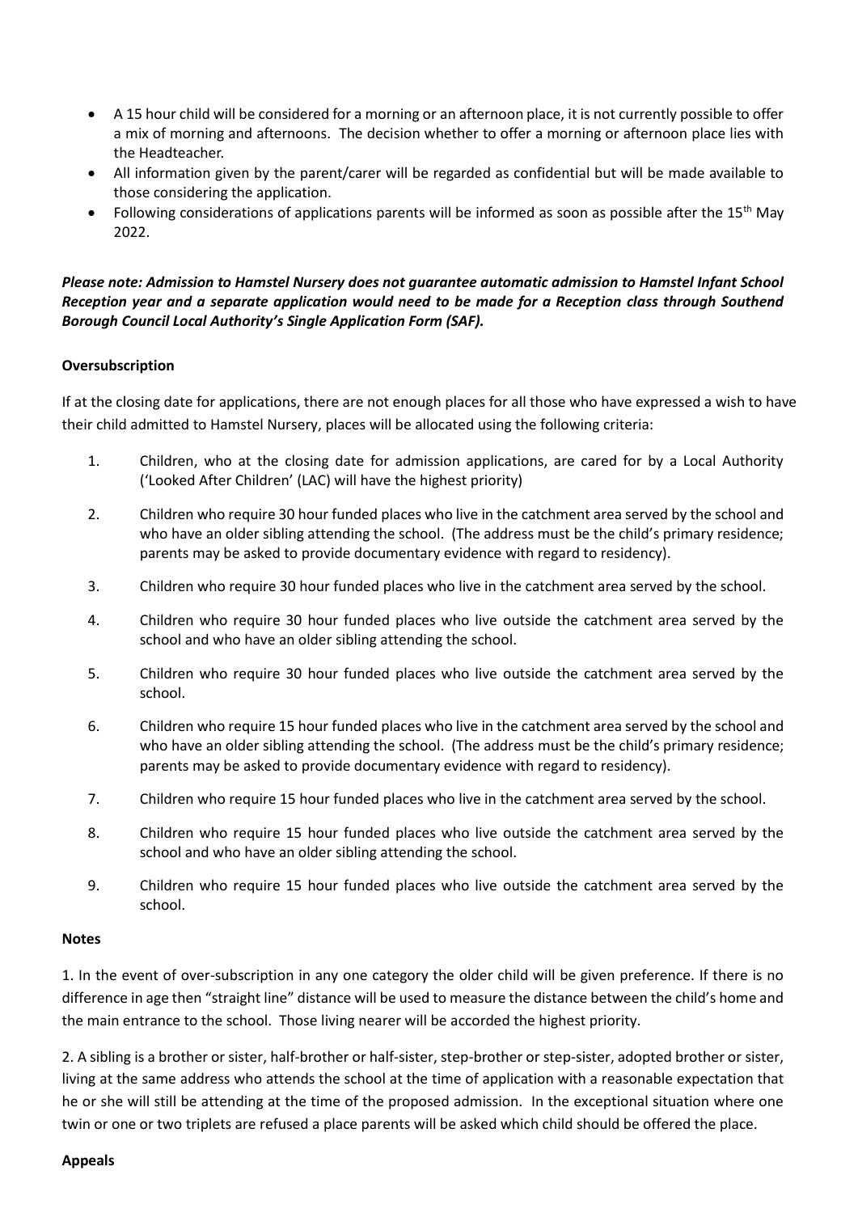- A 15 hour child will be considered for a morning or an afternoon place, it is not currently possible to offer a mix of morning and afternoons. The decision whether to offer a morning or afternoon place lies with the Headteacher.
- All information given by the parent/carer will be regarded as confidential but will be made available to those considering the application.
- Following considerations of applications parents will be informed as soon as possible after the 15th May 2022.

***Please note: Admission to Hamstel Nursery does not guarantee automatic admission to Hamstel Infant School Reception year and a separate application would need to be made for a Reception class through Southend Borough Council Local Authority's Single Application Form (SAF).***

**Oversubscription**

If at the closing date for applications, there are not enough places for all those who have expressed a wish to have their child admitted to Hamstel Nursery, places will be allocated using the following criteria:

1. Children, who at the closing date for admission applications, are cared for by a Local Authority ('Looked After Children' (LAC) will have the highest priority)
2. Children who require 30 hour funded places who live in the catchment area served by the school and who have an older sibling attending the school. (The address must be the child's primary residence; parents may be asked to provide documentary evidence with regard to residency).
3. Children who require 30 hour funded places who live in the catchment area served by the school.
4. Children who require 30 hour funded places who live outside the catchment area served by the school and who have an older sibling attending the school.
5. Children who require 30 hour funded places who live outside the catchment area served by the school.
6. Children who require 15 hour funded places who live in the catchment area served by the school and who have an older sibling attending the school. (The address must be the child's primary residence; parents may be asked to provide documentary evidence with regard to residency).
7. Children who require 15 hour funded places who live in the catchment area served by the school.
8. Children who require 15 hour funded places who live outside the catchment area served by the school and who have an older sibling attending the school.
9. Children who require 15 hour funded places who live outside the catchment area served by the school.

**Notes**

1. In the event of over-subscription in any one category the older child will be given preference. If there is no difference in age then "straight line" distance will be used to measure the distance between the child's home and the main entrance to the school. Those living nearer will be accorded the highest priority.

2. A sibling is a brother or sister, half-brother or half-sister, step-brother or step-sister, adopted brother or sister, living at the same address who attends the school at the time of application with a reasonable expectation that he or she will still be attending at the time of the proposed admission. In the exceptional situation where one twin or one or two triplets are refused a place parents will be asked which child should be offered the place.

**Appeals**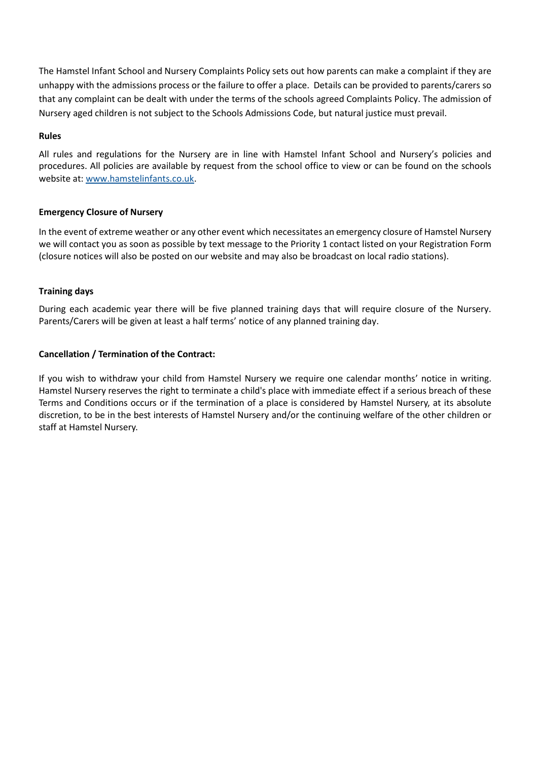The Hamstel Infant School and Nursery Complaints Policy sets out how parents can make a complaint if they are unhappy with the admissions process or the failure to offer a place. Details can be provided to parents/carers so that any complaint can be dealt with under the terms of the schools agreed Complaints Policy. The admission of Nursery aged children is not subject to the Schools Admissions Code, but natural justice must prevail.

**Rules**

All rules and regulations for the Nursery are in line with Hamstel Infant School and Nursery's policies and procedures. All policies are available by request from the school office to view or can be found on the schools website at: [www.hamstelinfants.co.uk](www.hamstelinfants.co.uk).

**Emergency Closure of Nursery**

In the event of extreme weather or any other event which necessitates an emergency closure of Hamstel Nursery we will contact you as soon as possible by text message to the Priority 1 contact listed on your Registration Form (closure notices will also be posted on our website and may also be broadcast on local radio stations).

**Training days**

During each academic year there will be five planned training days that will require closure of the Nursery. Parents/Carers will be given at least a half terms' notice of any planned training day.

**Cancellation / Termination of the Contract:**

If you wish to withdraw your child from Hamstel Nursery we require one calendar months' notice in writing. Hamstel Nursery reserves the right to terminate a child's place with immediate effect if a serious breach of these Terms and Conditions occurs or if the termination of a place is considered by Hamstel Nursery, at its absolute discretion, to be in the best interests of Hamstel Nursery and/or the continuing welfare of the other children or staff at Hamstel Nursery.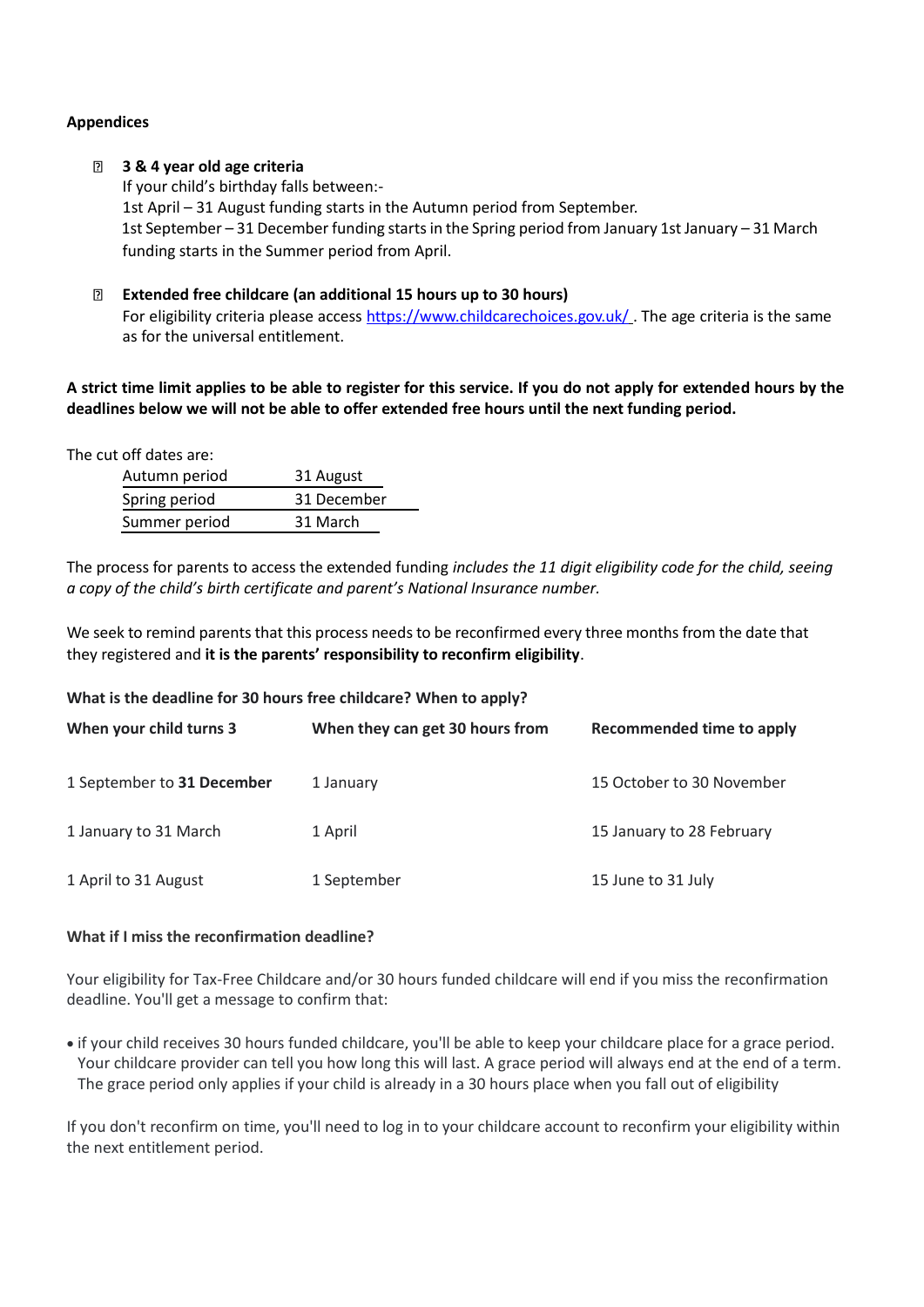**Appendices**

- **3 & 4 year old age criteria**
  If your child's birthday falls between:-
  1st April – 31 August funding starts in the Autumn period from September.
  1st September – 31 December funding starts in the Spring period from January 1st January – 31 March funding starts in the Summer period from April.

- **Extended free childcare (an additional 15 hours up to 30 hours)**
  For eligibility criteria please access https://www.childcarechoices.gov.uk/ . The age criteria is the same as for the universal entitlement.

**A strict time limit applies to be able to register for this service. If you do not apply for extended hours by the deadlines below we will not be able to offer extended free hours until the next funding period.**

The cut off dates are:

| | |
|---|---|
| Autumn period | 31 August |
| Spring period | 31 December |
| Summer period | 31 March |

The process for parents to access the extended funding *includes the 11 digit eligibility code for the child, seeing a copy of the child's birth certificate and parent's National Insurance number.*

We seek to remind parents that this process needs to be reconfirmed every three months from the date that they registered and **it is the parents' responsibility to reconfirm eligibility**.

**What is the deadline for 30 hours free childcare? When to apply?**

| **When your child turns 3** | **When they can get 30 hours from** | **Recommended time to apply** |
|---|---|---|
| 1 September to **31 December** | 1 January | 15 October to 30 November |
| 1 January to 31 March | 1 April | 15 January to 28 February |
| 1 April to 31 August | 1 September | 15 June to 31 July |

**What if I miss the reconfirmation deadline?**

Your eligibility for Tax-Free Childcare and/or 30 hours funded childcare will end if you miss the reconfirmation deadline. You'll get a message to confirm that:

- if your child receives 30 hours funded childcare, you'll be able to keep your childcare place for a grace period. Your childcare provider can tell you how long this will last. A grace period will always end at the end of a term. The grace period only applies if your child is already in a 30 hours place when you fall out of eligibility

If you don't reconfirm on time, you'll need to log in to your childcare account to reconfirm your eligibility within the next entitlement period.